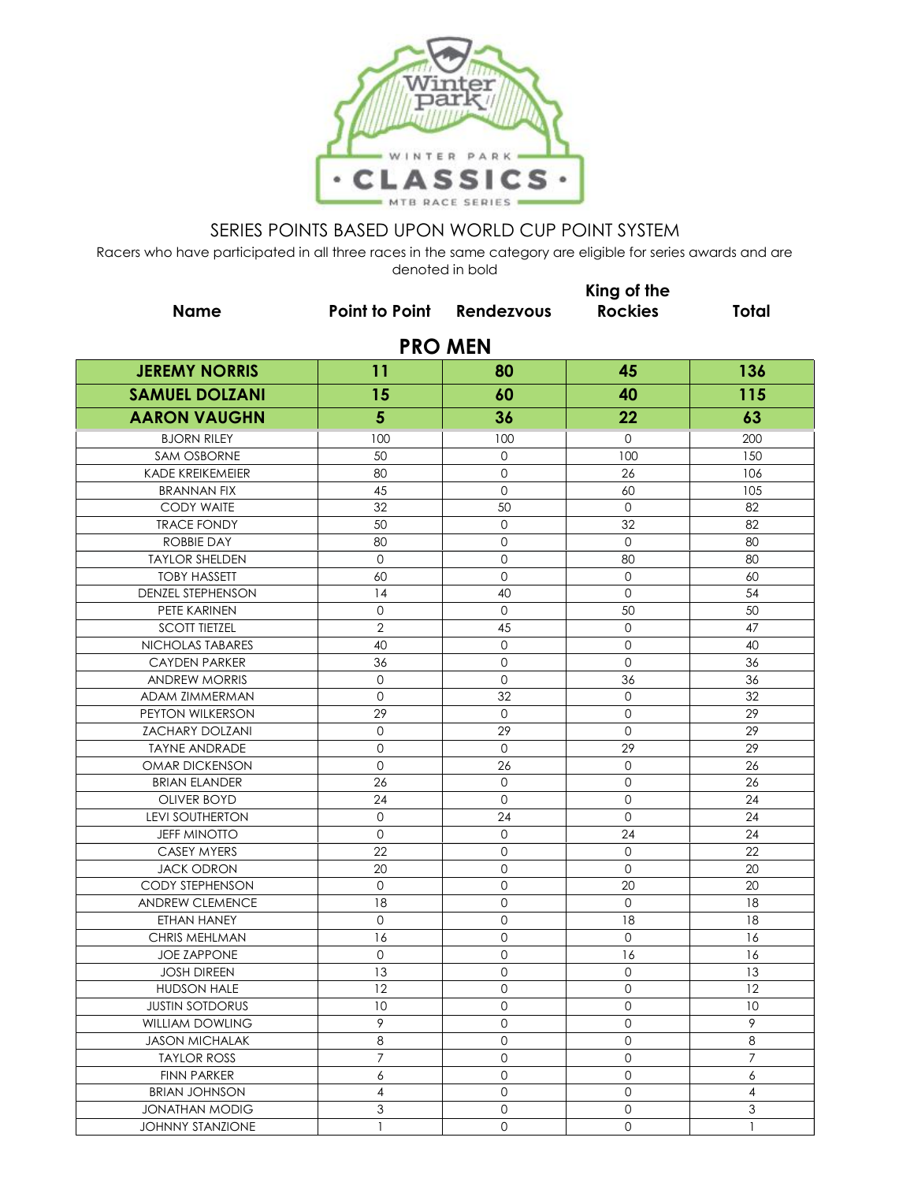SERIES POINTS BASED UPON WORLD CUP POINT SYSTEM

Racers who have participated in all three races in the same category are eligible for series awards and are denoted in bold

## PRO MEN

| Name | Point to Point | Rendezvous | King of the Rockies | Total |
|---|---|---|---|---|
| **JEREMY NORRIS** | **11** | **80** | **45** | **136** |
| **SAMUEL DOLZANI** | **15** | **60** | **40** | **115** |
| **AARON VAUGHN** | **5** | **36** | **22** | **63** |
| BJORN RILEY | 100 | 100 | 0 | 200 |
| SAM OSBORNE | 50 | 0 | 100 | 150 |
| KADE KREIKEMEIER | 80 | 0 | 26 | 106 |
| BRANNAN FIX | 45 | 0 | 60 | 105 |
| CODY WAITE | 32 | 50 | 0 | 82 |
| TRACE FONDY | 50 | 0 | 32 | 82 |
| ROBBIE DAY | 80 | 0 | 0 | 80 |
| TAYLOR SHELDEN | 0 | 0 | 80 | 80 |
| TOBY HASSETT | 60 | 0 | 0 | 60 |
| DENZEL STEPHENSON | 14 | 40 | 0 | 54 |
| PETE KARINEN | 0 | 0 | 50 | 50 |
| SCOTT TIETZEL | 2 | 45 | 0 | 47 |
| NICHOLAS TABARES | 40 | 0 | 0 | 40 |
| CAYDEN PARKER | 36 | 0 | 0 | 36 |
| ANDREW MORRIS | 0 | 0 | 36 | 36 |
| ADAM ZIMMERMAN | 0 | 32 | 0 | 32 |
| PEYTON WILKERSON | 29 | 0 | 0 | 29 |
| ZACHARY DOLZANI | 0 | 29 | 0 | 29 |
| TAYNE ANDRADE | 0 | 0 | 29 | 29 |
| OMAR DICKENSON | 0 | 26 | 0 | 26 |
| BRIAN ELANDER | 26 | 0 | 0 | 26 |
| OLIVER BOYD | 24 | 0 | 0 | 24 |
| LEVI SOUTHERTON | 0 | 24 | 0 | 24 |
| JEFF MINOTTO | 0 | 0 | 24 | 24 |
| CASEY MYERS | 22 | 0 | 0 | 22 |
| JACK ODRON | 20 | 0 | 0 | 20 |
| CODY STEPHENSON | 0 | 0 | 20 | 20 |
| ANDREW CLEMENCE | 18 | 0 | 0 | 18 |
| ETHAN HANEY | 0 | 0 | 18 | 18 |
| CHRIS MEHLMAN | 16 | 0 | 0 | 16 |
| JOE ZAPPONE | 0 | 0 | 16 | 16 |
| JOSH DIREEN | 13 | 0 | 0 | 13 |
| HUDSON HALE | 12 | 0 | 0 | 12 |
| JUSTIN SOTDORUS | 10 | 0 | 0 | 10 |
| WILLIAM DOWLING | 9 | 0 | 0 | 9 |
| JASON MICHALAK | 8 | 0 | 0 | 8 |
| TAYLOR ROSS | 7 | 0 | 0 | 7 |
| FINN PARKER | 6 | 0 | 0 | 6 |
| BRIAN JOHNSON | 4 | 0 | 0 | 4 |
| JONATHAN MODIG | 3 | 0 | 0 | 3 |
| JOHNNY STANZIONE | 1 | 0 | 0 | 1 |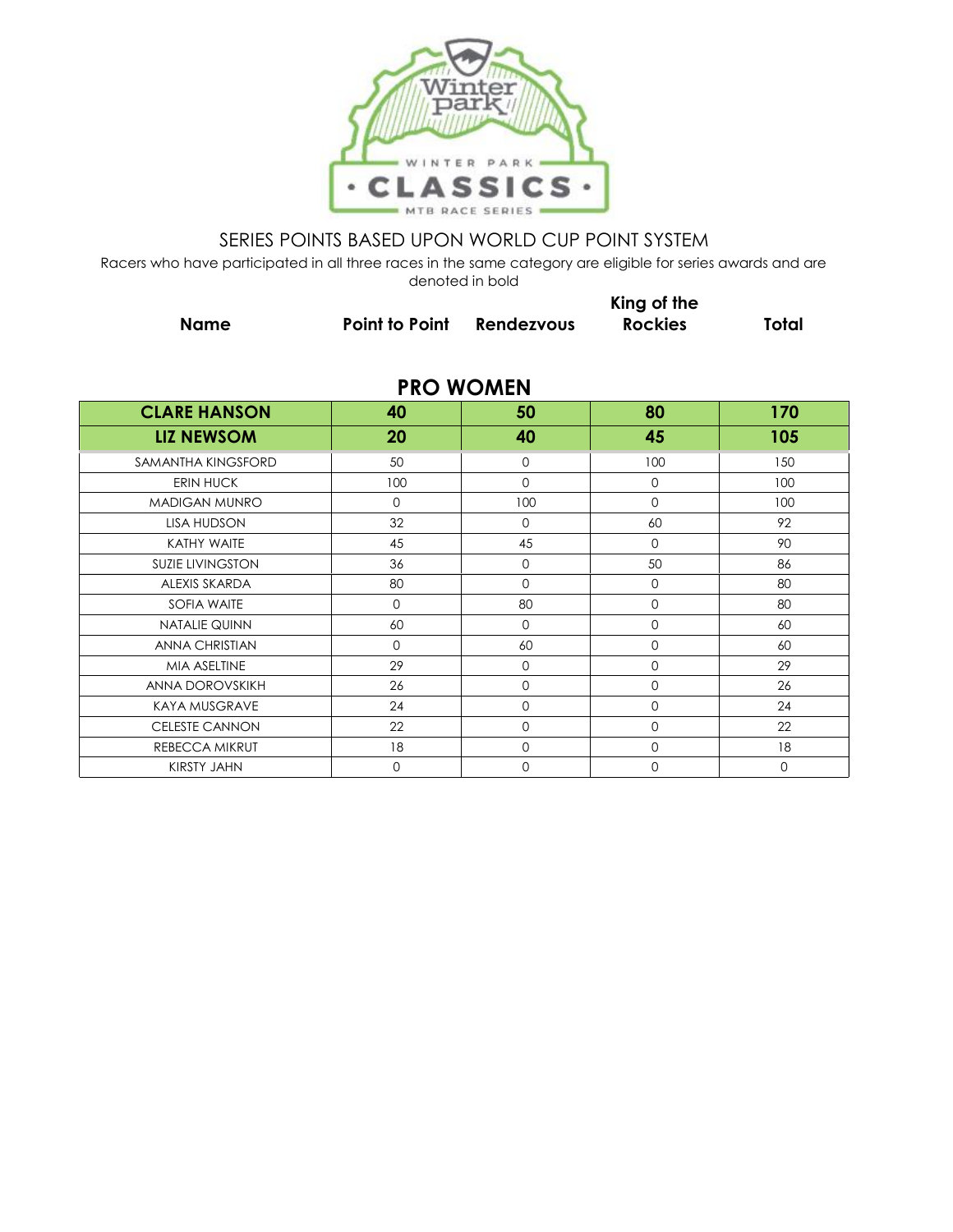SERIES POINTS BASED UPON WORLD CUP POINT SYSTEM

Racers who have participated in all three races in the same category are eligible for series awards and are denoted in bold

## PRO WOMEN

| Name | Point to Point | Rendezvous | King of the Rockies | Total |
|---|---|---|---|---|
| **CLARE HANSON** | **40** | **50** | **80** | **170** |
| **LIZ NEWSOM** | **20** | **40** | **45** | **105** |
| SAMANTHA KINGSFORD | 50 | 0 | 100 | 150 |
| ERIN HUCK | 100 | 0 | 0 | 100 |
| MADIGAN MUNRO | 0 | 100 | 0 | 100 |
| LISA HUDSON | 32 | 0 | 60 | 92 |
| KATHY WAITE | 45 | 45 | 0 | 90 |
| SUZIE LIVINGSTON | 36 | 0 | 50 | 86 |
| ALEXIS SKARDA | 80 | 0 | 0 | 80 |
| SOFIA WAITE | 0 | 80 | 0 | 80 |
| NATALIE QUINN | 60 | 0 | 0 | 60 |
| ANNA CHRISTIAN | 0 | 60 | 0 | 60 |
| MIA ASELTINE | 29 | 0 | 0 | 29 |
| ANNA DOROVSKIKH | 26 | 0 | 0 | 26 |
| KAYA MUSGRAVE | 24 | 0 | 0 | 24 |
| CELESTE CANNON | 22 | 0 | 0 | 22 |
| REBECCA MIKRUT | 18 | 0 | 0 | 18 |
| KIRSTY JAHN | 0 | 0 | 0 | 0 |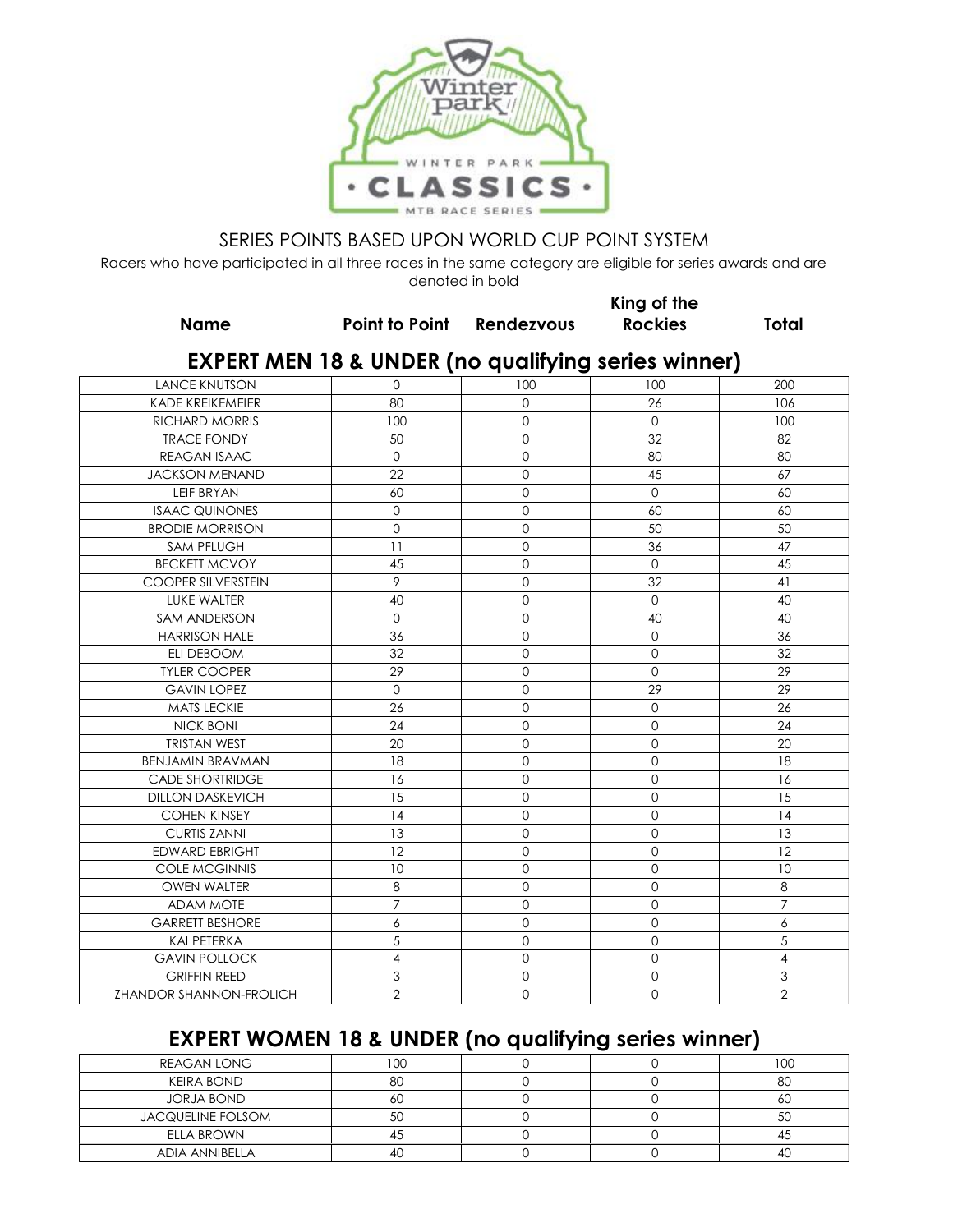SERIES POINTS BASED UPON WORLD CUP POINT SYSTEM

Racers who have participated in all three races in the same category are eligible for series awards and are denoted in bold

## EXPERT MEN 18 & UNDER (no qualifying series winner)

| Name | Point to Point | Rendezvous | King of the Rockies | Total |
|---|---|---|---|---|
| LANCE KNUTSON | 0 | 100 | 100 | 200 |
| KADE KREIKEMEIER | 80 | 0 | 26 | 106 |
| RICHARD MORRIS | 100 | 0 | 0 | 100 |
| TRACE FONDY | 50 | 0 | 32 | 82 |
| REAGAN ISAAC | 0 | 0 | 80 | 80 |
| JACKSON MENAND | 22 | 0 | 45 | 67 |
| LEIF BRYAN | 60 | 0 | 0 | 60 |
| ISAAC QUINONES | 0 | 0 | 60 | 60 |
| BRODIE MORRISON | 0 | 0 | 50 | 50 |
| SAM PFLUGH | 11 | 0 | 36 | 47 |
| BECKETT MCVOY | 45 | 0 | 0 | 45 |
| COOPER SILVERSTEIN | 9 | 0 | 32 | 41 |
| LUKE WALTER | 40 | 0 | 0 | 40 |
| SAM ANDERSON | 0 | 0 | 40 | 40 |
| HARRISON HALE | 36 | 0 | 0 | 36 |
| ELI DEBOOM | 32 | 0 | 0 | 32 |
| TYLER COOPER | 29 | 0 | 0 | 29 |
| GAVIN LOPEZ | 0 | 0 | 29 | 29 |
| MATS LECKIE | 26 | 0 | 0 | 26 |
| NICK BONI | 24 | 0 | 0 | 24 |
| TRISTAN WEST | 20 | 0 | 0 | 20 |
| BENJAMIN BRAVMAN | 18 | 0 | 0 | 18 |
| CADE SHORTRIDGE | 16 | 0 | 0 | 16 |
| DILLON DASKEVICH | 15 | 0 | 0 | 15 |
| COHEN KINSEY | 14 | 0 | 0 | 14 |
| CURTIS ZANNI | 13 | 0 | 0 | 13 |
| EDWARD EBRIGHT | 12 | 0 | 0 | 12 |
| COLE MCGINNIS | 10 | 0 | 0 | 10 |
| OWEN WALTER | 8 | 0 | 0 | 8 |
| ADAM MOTE | 7 | 0 | 0 | 7 |
| GARRETT BESHORE | 6 | 0 | 0 | 6 |
| KAI PETERKA | 5 | 0 | 0 | 5 |
| GAVIN POLLOCK | 4 | 0 | 0 | 4 |
| GRIFFIN REED | 3 | 0 | 0 | 3 |
| ZHANDOR SHANNON-FROLICH | 2 | 0 | 0 | 2 |

## EXPERT WOMEN 18 & UNDER (no qualifying series winner)

| Name | Point to Point | Rendezvous | King of the Rockies | Total |
|---|---|---|---|---|
| REAGAN LONG | 100 | 0 | 0 | 100 |
| KEIRA BOND | 80 | 0 | 0 | 80 |
| JORJA BOND | 60 | 0 | 0 | 60 |
| JACQUELINE FOLSOM | 50 | 0 | 0 | 50 |
| ELLA BROWN | 45 | 0 | 0 | 45 |
| ADIA ANNIBELLA | 40 | 0 | 0 | 40 |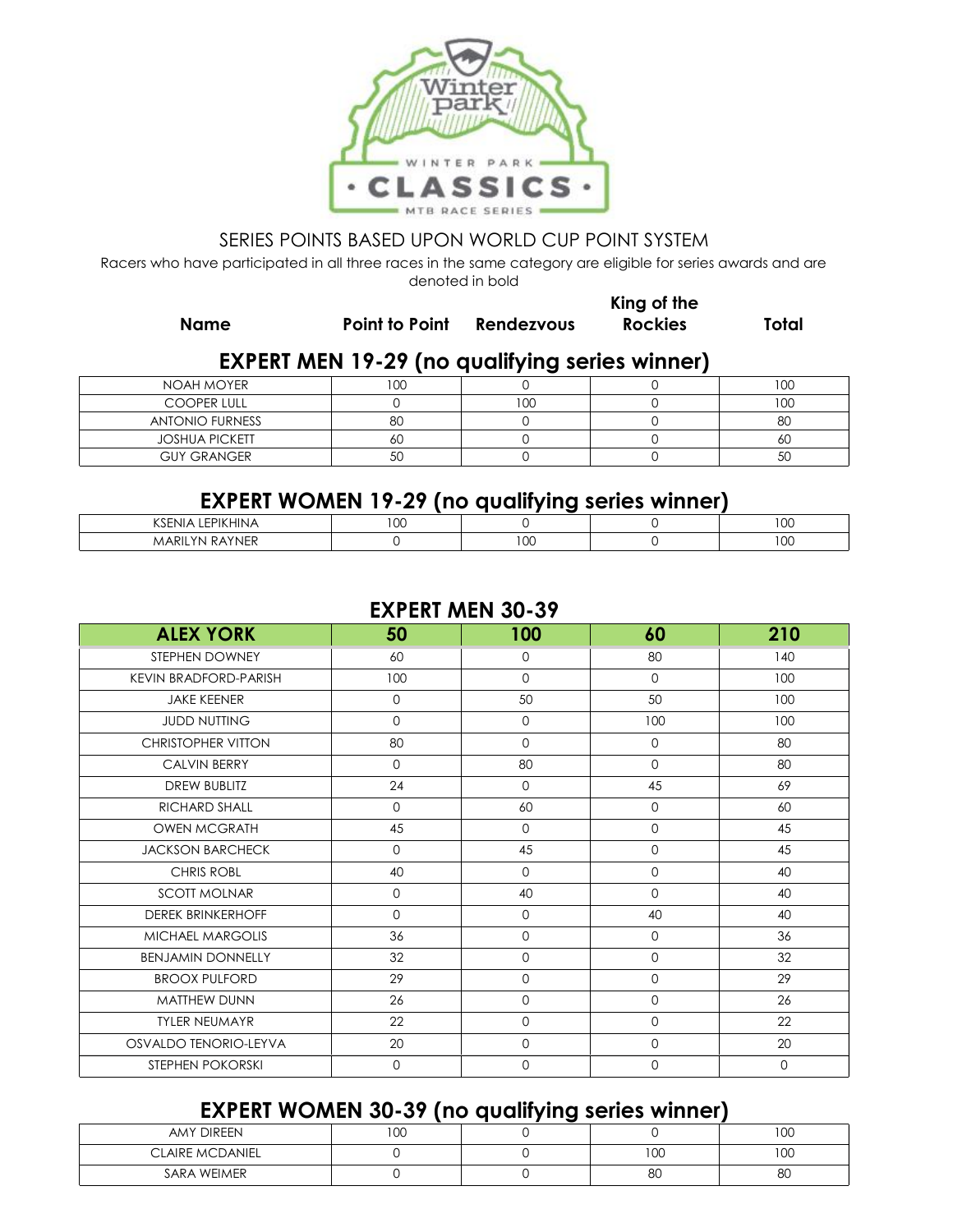SERIES POINTS BASED UPON WORLD CUP POINT SYSTEM

Racers who have participated in all three races in the same category are eligible for series awards and are denoted in bold

## EXPERT MEN 19-29 (no qualifying series winner)

| Name | Point to Point | Rendezvous | King of the Rockies | Total |
|---|---|---|---|---|
| NOAH MOYER | 100 | 0 | 0 | 100 |
| COOPER LULL | 0 | 100 | 0 | 100 |
| ANTONIO FURNESS | 80 | 0 | 0 | 80 |
| JOSHUA PICKETT | 60 | 0 | 0 | 60 |
| GUY GRANGER | 50 | 0 | 0 | 50 |

## EXPERT WOMEN 19-29 (no qualifying series winner)

| Name | Point to Point | Rendezvous | King of the Rockies | Total |
|---|---|---|---|---|
| KSENIA LEPIKHINA | 100 | 0 | 0 | 100 |
| MARILYN RAYNER | 0 | 100 | 0 | 100 |

## EXPERT MEN 30-39

| Name | Point to Point | Rendezvous | King of the Rockies | Total |
|---|---|---|---|---|
| **ALEX YORK** | **50** | **100** | **60** | **210** |
| STEPHEN DOWNEY | 60 | 0 | 80 | 140 |
| KEVIN BRADFORD-PARISH | 100 | 0 | 0 | 100 |
| JAKE KEENER | 0 | 50 | 50 | 100 |
| JUDD NUTTING | 0 | 0 | 100 | 100 |
| CHRISTOPHER VITTON | 80 | 0 | 0 | 80 |
| CALVIN BERRY | 0 | 80 | 0 | 80 |
| DREW BUBLITZ | 24 | 0 | 45 | 69 |
| RICHARD SHALL | 0 | 60 | 0 | 60 |
| OWEN MCGRATH | 45 | 0 | 0 | 45 |
| JACKSON BARCHECK | 0 | 45 | 0 | 45 |
| CHRIS ROBL | 40 | 0 | 0 | 40 |
| SCOTT MOLNAR | 0 | 40 | 0 | 40 |
| DEREK BRINKERHOFF | 0 | 0 | 40 | 40 |
| MICHAEL MARGOLIS | 36 | 0 | 0 | 36 |
| BENJAMIN DONNELLY | 32 | 0 | 0 | 32 |
| BROOX PULFORD | 29 | 0 | 0 | 29 |
| MATTHEW DUNN | 26 | 0 | 0 | 26 |
| TYLER NEUMAYR | 22 | 0 | 0 | 22 |
| OSVALDO TENORIO-LEYVA | 20 | 0 | 0 | 20 |
| STEPHEN POKORSKI | 0 | 0 | 0 | 0 |

## EXPERT WOMEN 30-39 (no qualifying series winner)

| Name | Point to Point | Rendezvous | King of the Rockies | Total |
|---|---|---|---|---|
| AMY DIREEN | 100 | 0 | 0 | 100 |
| CLAIRE MCDANIEL | 0 | 0 | 100 | 100 |
| SARA WEIMER | 0 | 0 | 80 | 80 |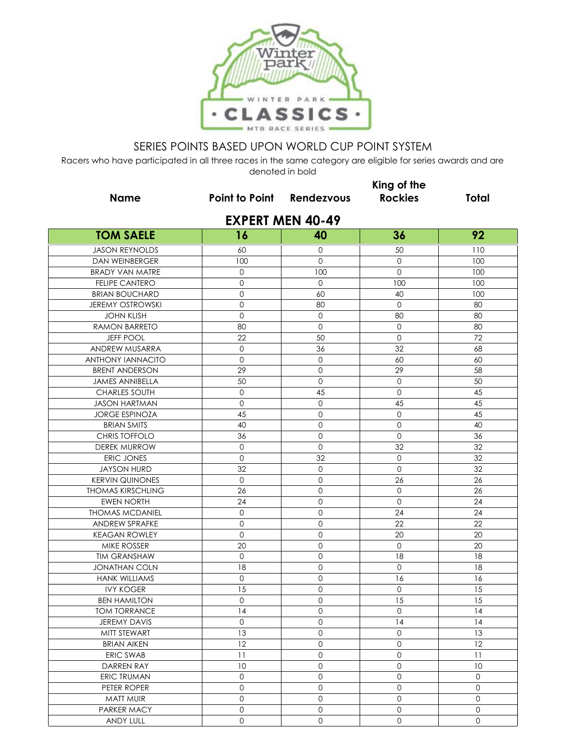SERIES POINTS BASED UPON WORLD CUP POINT SYSTEM

Racers who have participated in all three races in the same category are eligible for series awards and are denoted in bold

## EXPERT MEN 40-49

| Name | Point to Point | Rendezvous | King of the Rockies | Total |
|---|---|---|---|---|
| **TOM SAELE** | **16** | **40** | **36** | **92** |
| JASON REYNOLDS | 60 | 0 | 50 | 110 |
| DAN WEINBERGER | 100 | 0 | 0 | 100 |
| BRADY VAN MATRE | 0 | 100 | 0 | 100 |
| FELIPE CANTERO | 0 | 0 | 100 | 100 |
| BRIAN BOUCHARD | 0 | 60 | 40 | 100 |
| JEREMY OSTROWSKI | 0 | 80 | 0 | 80 |
| JOHN KLISH | 0 | 0 | 80 | 80 |
| RAMON BARRETO | 80 | 0 | 0 | 80 |
| JEFF POOL | 22 | 50 | 0 | 72 |
| ANDREW MUSARRA | 0 | 36 | 32 | 68 |
| ANTHONY IANNACITO | 0 | 0 | 60 | 60 |
| BRENT ANDERSON | 29 | 0 | 29 | 58 |
| JAMES ANNIBELLA | 50 | 0 | 0 | 50 |
| CHARLES SOUTH | 0 | 45 | 0 | 45 |
| JASON HARTMAN | 0 | 0 | 45 | 45 |
| JORGE ESPINOZA | 45 | 0 | 0 | 45 |
| BRIAN SMITS | 40 | 0 | 0 | 40 |
| CHRIS TOFFOLO | 36 | 0 | 0 | 36 |
| DEREK MURROW | 0 | 0 | 32 | 32 |
| ERIC JONES | 0 | 32 | 0 | 32 |
| JAYSON HURD | 32 | 0 | 0 | 32 |
| KERVIN QUINONES | 0 | 0 | 26 | 26 |
| THOMAS KIRSCHLING | 26 | 0 | 0 | 26 |
| EWEN NORTH | 24 | 0 | 0 | 24 |
| THOMAS MCDANIEL | 0 | 0 | 24 | 24 |
| ANDREW SPRAFKE | 0 | 0 | 22 | 22 |
| KEAGAN ROWLEY | 0 | 0 | 20 | 20 |
| MIKE ROSSER | 20 | 0 | 0 | 20 |
| TIM GRANSHAW | 0 | 0 | 18 | 18 |
| JONATHAN COLN | 18 | 0 | 0 | 18 |
| HANK WILLIAMS | 0 | 0 | 16 | 16 |
| IVY KOGER | 15 | 0 | 0 | 15 |
| BEN HAMILTON | 0 | 0 | 15 | 15 |
| TOM TORRANCE | 14 | 0 | 0 | 14 |
| JEREMY DAVIS | 0 | 0 | 14 | 14 |
| MITT STEWART | 13 | 0 | 0 | 13 |
| BRIAN AIKEN | 12 | 0 | 0 | 12 |
| ERIC SWAB | 11 | 0 | 0 | 11 |
| DARREN RAY | 10 | 0 | 0 | 10 |
| ERIC TRUMAN | 0 | 0 | 0 | 0 |
| PETER ROPER | 0 | 0 | 0 | 0 |
| MATT MUIR | 0 | 0 | 0 | 0 |
| PARKER MACY | 0 | 0 | 0 | 0 |
| ANDY LULL | 0 | 0 | 0 | 0 |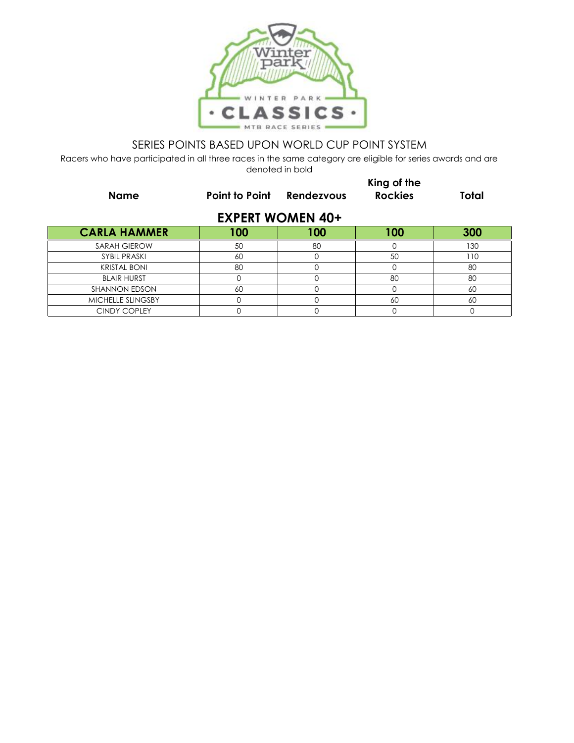## SERIES POINTS BASED UPON WORLD CUP POINT SYSTEM

Racers who have participated in all three races in the same category are eligible for series awards and are denoted in bold

### EXPERT WOMEN 40+

| Name | Point to Point | Rendezvous | King of the Rockies | Total |
|---|---|---|---|---|
| **CARLA HAMMER** | **100** | **100** | **100** | **300** |
| SARAH GIEROW | 50 | 80 | 0 | 130 |
| SYBIL PRASKI | 60 | 0 | 50 | 110 |
| KRISTAL BONI | 80 | 0 | 0 | 80 |
| BLAIR HURST | 0 | 0 | 80 | 80 |
| SHANNON EDSON | 60 | 0 | 0 | 60 |
| MICHELLE SLINGSBY | 0 | 0 | 60 | 60 |
| CINDY COPLEY | 0 | 0 | 0 | 0 |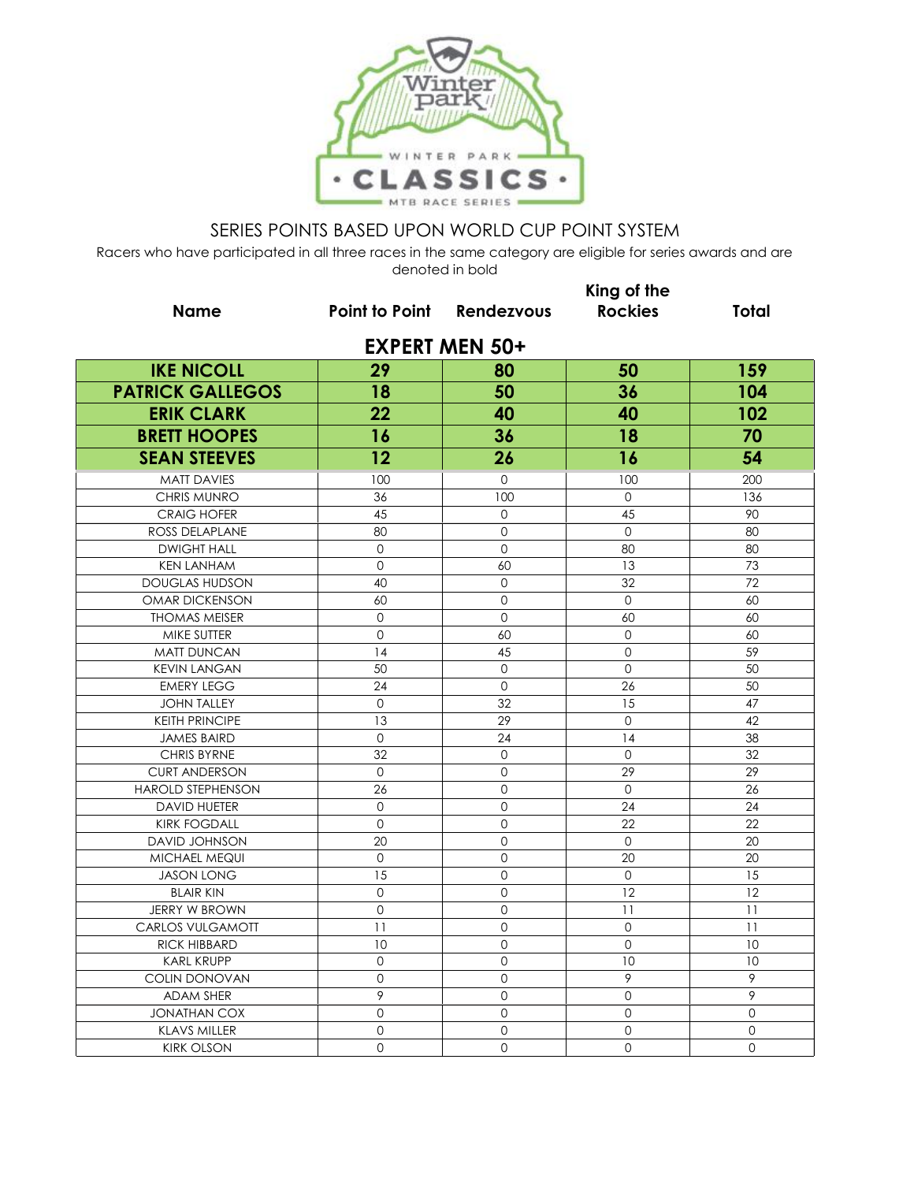SERIES POINTS BASED UPON WORLD CUP POINT SYSTEM

Racers who have participated in all three races in the same category are eligible for series awards and are denoted in bold

## EXPERT MEN 50+

| Name | Point to Point | Rendezvous | King of the Rockies | Total |
|---|---|---|---|---|
| **IKE NICOLL** | **29** | **80** | **50** | **159** |
| **PATRICK GALLEGOS** | **18** | **50** | **36** | **104** |
| **ERIK CLARK** | **22** | **40** | **40** | **102** |
| **BRETT HOOPES** | **16** | **36** | **18** | **70** |
| **SEAN STEEVES** | **12** | **26** | **16** | **54** |
| MATT DAVIES | 100 | 0 | 100 | 200 |
| CHRIS MUNRO | 36 | 100 | 0 | 136 |
| CRAIG HOFER | 45 | 0 | 45 | 90 |
| ROSS DELAPLANE | 80 | 0 | 0 | 80 |
| DWIGHT HALL | 0 | 0 | 80 | 80 |
| KEN LANHAM | 0 | 60 | 13 | 73 |
| DOUGLAS HUDSON | 40 | 0 | 32 | 72 |
| OMAR DICKENSON | 60 | 0 | 0 | 60 |
| THOMAS MEISER | 0 | 0 | 60 | 60 |
| MIKE SUTTER | 0 | 60 | 0 | 60 |
| MATT DUNCAN | 14 | 45 | 0 | 59 |
| KEVIN LANGAN | 50 | 0 | 0 | 50 |
| EMERY LEGG | 24 | 0 | 26 | 50 |
| JOHN TALLEY | 0 | 32 | 15 | 47 |
| KEITH PRINCIPE | 13 | 29 | 0 | 42 |
| JAMES BAIRD | 0 | 24 | 14 | 38 |
| CHRIS BYRNE | 32 | 0 | 0 | 32 |
| CURT ANDERSON | 0 | 0 | 29 | 29 |
| HAROLD STEPHENSON | 26 | 0 | 0 | 26 |
| DAVID HUETER | 0 | 0 | 24 | 24 |
| KIRK FOGDALL | 0 | 0 | 22 | 22 |
| DAVID JOHNSON | 20 | 0 | 0 | 20 |
| MICHAEL MEQUI | 0 | 0 | 20 | 20 |
| JASON LONG | 15 | 0 | 0 | 15 |
| BLAIR KIN | 0 | 0 | 12 | 12 |
| JERRY W BROWN | 0 | 0 | 11 | 11 |
| CARLOS VULGAMOTT | 11 | 0 | 0 | 11 |
| RICK HIBBARD | 10 | 0 | 0 | 10 |
| KARL KRUPP | 0 | 0 | 10 | 10 |
| COLIN DONOVAN | 0 | 0 | 9 | 9 |
| ADAM SHER | 9 | 0 | 0 | 9 |
| JONATHAN COX | 0 | 0 | 0 | 0 |
| KLAVS MILLER | 0 | 0 | 0 | 0 |
| KIRK OLSON | 0 | 0 | 0 | 0 |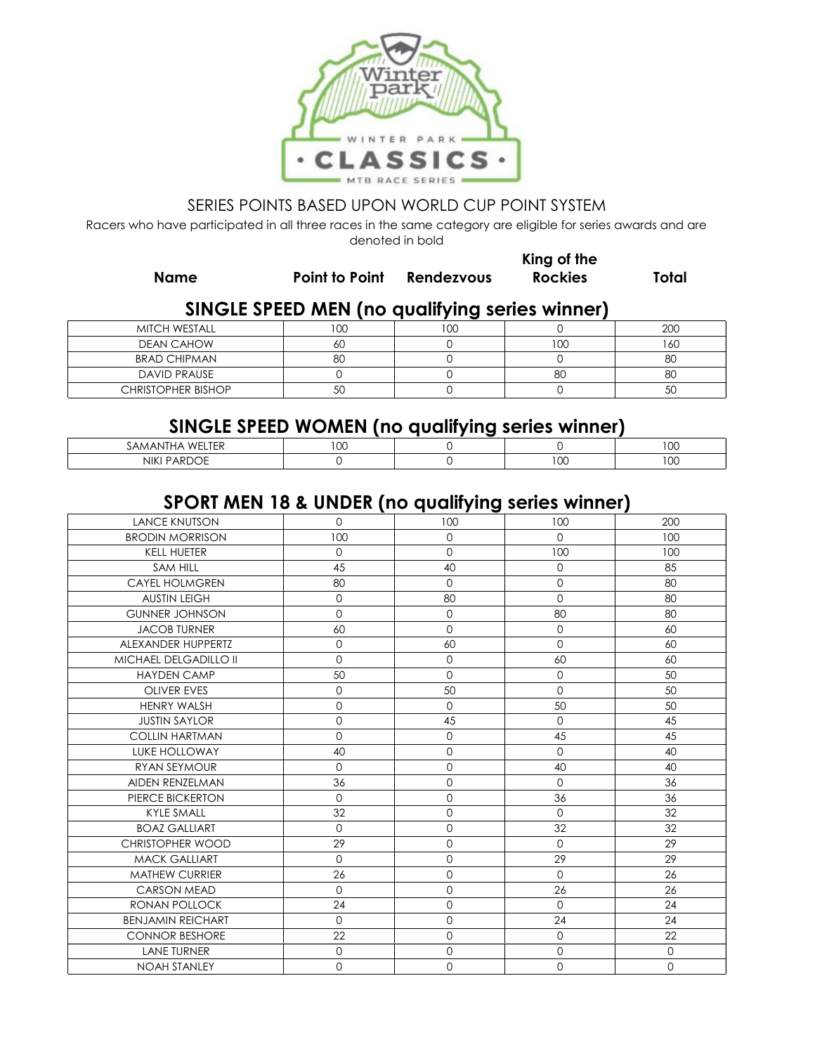SERIES POINTS BASED UPON WORLD CUP POINT SYSTEM

Racers who have participated in all three races in the same category are eligible for series awards and are denoted in bold

## SINGLE SPEED MEN (no qualifying series winner)

| Name | Point to Point | Rendezvous | King of the Rockies | Total |
|---|---|---|---|---|
| MITCH WESTALL | 100 | 100 | 0 | 200 |
| DEAN CAHOW | 60 | 0 | 100 | 160 |
| BRAD CHIPMAN | 80 | 0 | 0 | 80 |
| DAVID PRAUSE | 0 | 0 | 80 | 80 |
| CHRISTOPHER BISHOP | 50 | 0 | 0 | 50 |

## SINGLE SPEED WOMEN (no qualifying series winner)

| Name | Point to Point | Rendezvous | King of the Rockies | Total |
|---|---|---|---|---|
| SAMANTHA WELTER | 100 | 0 | 0 | 100 |
| NIKI PARDOE | 0 | 0 | 100 | 100 |

## SPORT MEN 18 & UNDER (no qualifying series winner)

| Name | Point to Point | Rendezvous | King of the Rockies | Total |
|---|---|---|---|---|
| LANCE KNUTSON | 0 | 100 | 100 | 200 |
| BRODIN MORRISON | 100 | 0 | 0 | 100 |
| KELL HUETER | 0 | 0 | 100 | 100 |
| SAM HILL | 45 | 40 | 0 | 85 |
| CAYEL HOLMGREN | 80 | 0 | 0 | 80 |
| AUSTIN LEIGH | 0 | 80 | 0 | 80 |
| GUNNER JOHNSON | 0 | 0 | 80 | 80 |
| JACOB TURNER | 60 | 0 | 0 | 60 |
| ALEXANDER HUPPERTZ | 0 | 60 | 0 | 60 |
| MICHAEL DELGADILLO II | 0 | 0 | 60 | 60 |
| HAYDEN CAMP | 50 | 0 | 0 | 50 |
| OLIVER EVES | 0 | 50 | 0 | 50 |
| HENRY WALSH | 0 | 0 | 50 | 50 |
| JUSTIN SAYLOR | 0 | 45 | 0 | 45 |
| COLLIN HARTMAN | 0 | 0 | 45 | 45 |
| LUKE HOLLOWAY | 40 | 0 | 0 | 40 |
| RYAN SEYMOUR | 0 | 0 | 40 | 40 |
| AIDEN RENZELMAN | 36 | 0 | 0 | 36 |
| PIERCE BICKERTON | 0 | 0 | 36 | 36 |
| KYLE SMALL | 32 | 0 | 0 | 32 |
| BOAZ GALLIART | 0 | 0 | 32 | 32 |
| CHRISTOPHER WOOD | 29 | 0 | 0 | 29 |
| MACK GALLIART | 0 | 0 | 29 | 29 |
| MATHEW CURRIER | 26 | 0 | 0 | 26 |
| CARSON MEAD | 0 | 0 | 26 | 26 |
| RONAN POLLOCK | 24 | 0 | 0 | 24 |
| BENJAMIN REICHART | 0 | 0 | 24 | 24 |
| CONNOR BESHORE | 22 | 0 | 0 | 22 |
| LANE TURNER | 0 | 0 | 0 | 0 |
| NOAH STANLEY | 0 | 0 | 0 | 0 |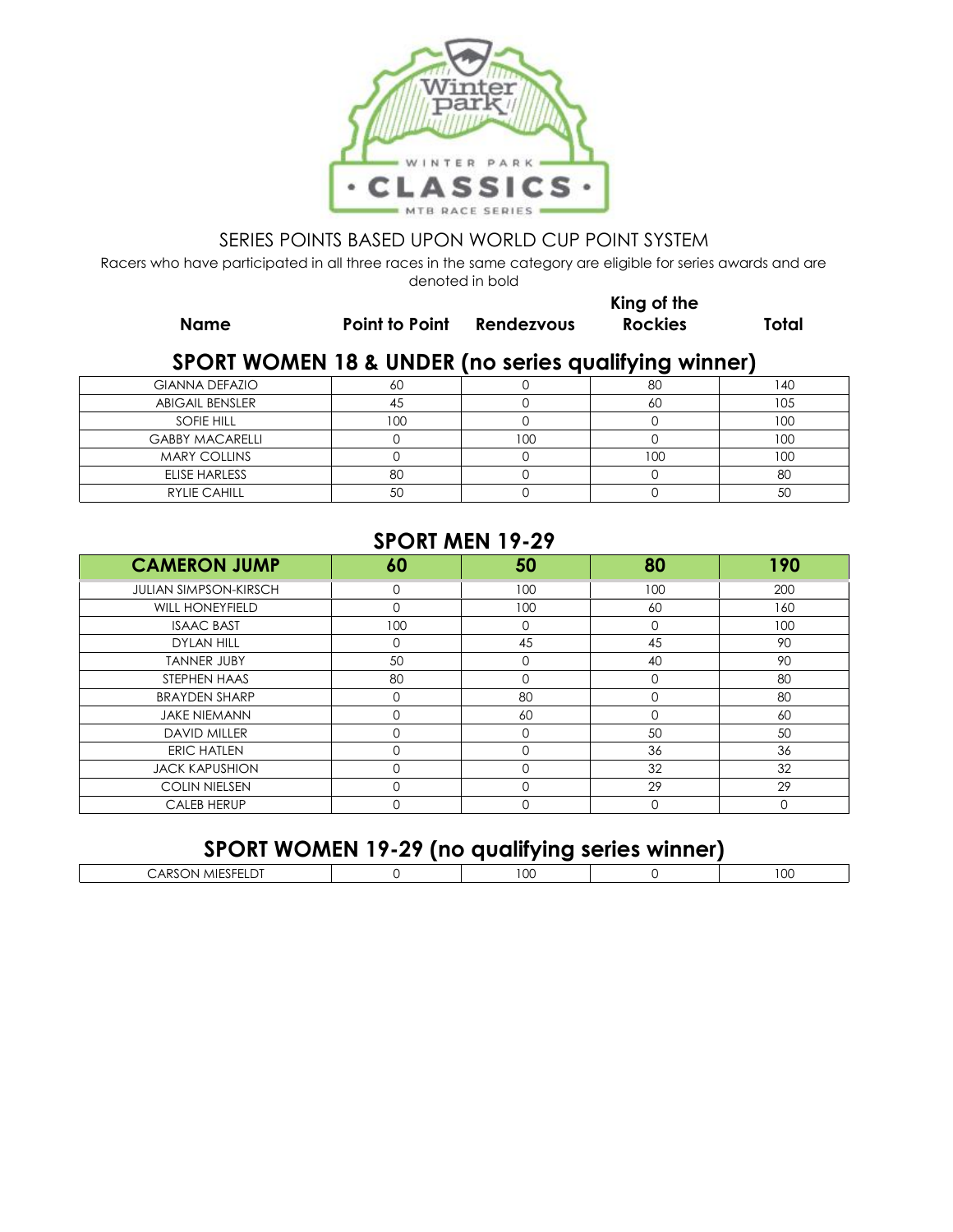SERIES POINTS BASED UPON WORLD CUP POINT SYSTEM

Racers who have participated in all three races in the same category are eligible for series awards and are denoted in bold

## SPORT WOMEN 18 & UNDER (no series qualifying winner)

| Name | Point to Point | Rendezvous | King of the Rockies | Total |
|---|---|---|---|---|
| GIANNA DEFAZIO | 60 | 0 | 80 | 140 |
| ABIGAIL BENSLER | 45 | 0 | 60 | 105 |
| SOFIE HILL | 100 | 0 | 0 | 100 |
| GABBY MACARELLI | 0 | 100 | 0 | 100 |
| MARY COLLINS | 0 | 0 | 100 | 100 |
| ELISE HARLESS | 80 | 0 | 0 | 80 |
| RYLIE CAHILL | 50 | 0 | 0 | 50 |

## SPORT MEN 19-29

| Name | Point to Point | Rendezvous | King of the Rockies | Total |
|---|---|---|---|---|
| **CAMERON JUMP** | **60** | **50** | **80** | **190** |
| JULIAN SIMPSON-KIRSCH | 0 | 100 | 100 | 200 |
| WILL HONEYFIELD | 0 | 100 | 60 | 160 |
| ISAAC BAST | 100 | 0 | 0 | 100 |
| DYLAN HILL | 0 | 45 | 45 | 90 |
| TANNER JUBY | 50 | 0 | 40 | 90 |
| STEPHEN HAAS | 80 | 0 | 0 | 80 |
| BRAYDEN SHARP | 0 | 80 | 0 | 80 |
| JAKE NIEMANN | 0 | 60 | 0 | 60 |
| DAVID MILLER | 0 | 0 | 50 | 50 |
| ERIC HATLEN | 0 | 0 | 36 | 36 |
| JACK KAPUSHION | 0 | 0 | 32 | 32 |
| COLIN NIELSEN | 0 | 0 | 29 | 29 |
| CALEB HERUP | 0 | 0 | 0 | 0 |

## SPORT WOMEN 19-29 (no qualifying series winner)

| Name | Point to Point | Rendezvous | King of the Rockies | Total |
|---|---|---|---|---|
| CARSON MIESFELDT | 0 | 100 | 0 | 100 |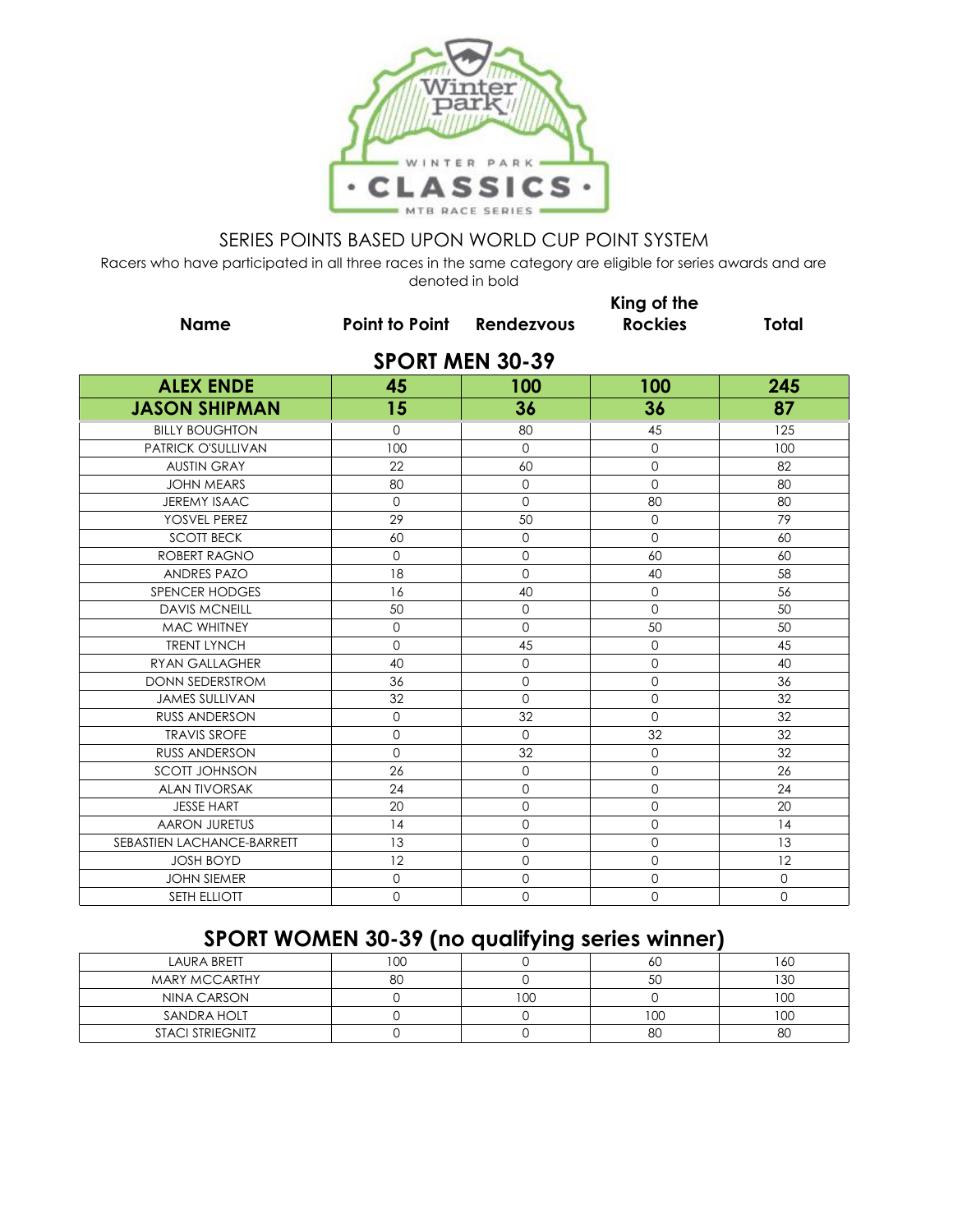SERIES POINTS BASED UPON WORLD CUP POINT SYSTEM

Racers who have participated in all three races in the same category are eligible for series awards and are denoted in bold

## SPORT MEN 30-39

| Name | Point to Point | Rendezvous | King of the Rockies | Total |
|---|---|---|---|---|
| **ALEX ENDE** | **45** | **100** | **100** | **245** |
| **JASON SHIPMAN** | **15** | **36** | **36** | **87** |
| BILLY BOUGHTON | 0 | 80 | 45 | 125 |
| PATRICK O'SULLIVAN | 100 | 0 | 0 | 100 |
| AUSTIN GRAY | 22 | 60 | 0 | 82 |
| JOHN MEARS | 80 | 0 | 0 | 80 |
| JEREMY ISAAC | 0 | 0 | 80 | 80 |
| YOSVEL PEREZ | 29 | 50 | 0 | 79 |
| SCOTT BECK | 60 | 0 | 0 | 60 |
| ROBERT RAGNO | 0 | 0 | 60 | 60 |
| ANDRES PAZO | 18 | 0 | 40 | 58 |
| SPENCER HODGES | 16 | 40 | 0 | 56 |
| DAVIS MCNEILL | 50 | 0 | 0 | 50 |
| MAC WHITNEY | 0 | 0 | 50 | 50 |
| TRENT LYNCH | 0 | 45 | 0 | 45 |
| RYAN GALLAGHER | 40 | 0 | 0 | 40 |
| DONN SEDERSTROM | 36 | 0 | 0 | 36 |
| JAMES SULLIVAN | 32 | 0 | 0 | 32 |
| RUSS ANDERSON | 0 | 32 | 0 | 32 |
| TRAVIS SROFE | 0 | 0 | 32 | 32 |
| RUSS ANDERSON | 0 | 32 | 0 | 32 |
| SCOTT JOHNSON | 26 | 0 | 0 | 26 |
| ALAN TIVORSAK | 24 | 0 | 0 | 24 |
| JESSE HART | 20 | 0 | 0 | 20 |
| AARON JURETUS | 14 | 0 | 0 | 14 |
| SEBASTIEN LACHANCE-BARRETT | 13 | 0 | 0 | 13 |
| JOSH BOYD | 12 | 0 | 0 | 12 |
| JOHN SIEMER | 0 | 0 | 0 | 0 |
| SETH ELLIOTT | 0 | 0 | 0 | 0 |

## SPORT WOMEN 30-39 (no qualifying series winner)

| Name | Point to Point | Rendezvous | King of the Rockies | Total |
|---|---|---|---|---|
| LAURA BRETT | 100 | 0 | 60 | 160 |
| MARY MCCARTHY | 80 | 0 | 50 | 130 |
| NINA CARSON | 0 | 100 | 0 | 100 |
| SANDRA HOLT | 0 | 0 | 100 | 100 |
| STACI STRIEGNITZ | 0 | 0 | 80 | 80 |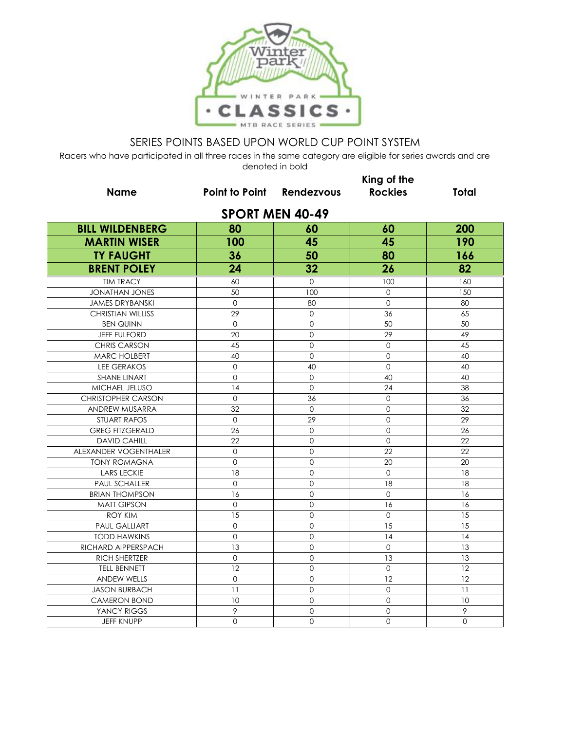SERIES POINTS BASED UPON WORLD CUP POINT SYSTEM

Racers who have participated in all three races in the same category are eligible for series awards and are denoted in bold

## SPORT MEN 40-49

| Name | Point to Point | Rendezvous | King of the Rockies | Total |
|---|---|---|---|---|
| **BILL WILDENBERG** | **80** | **60** | **60** | **200** |
| **MARTIN WISER** | **100** | **45** | **45** | **190** |
| **TY FAUGHT** | **36** | **50** | **80** | **166** |
| **BRENT POLEY** | **24** | **32** | **26** | **82** |
| TIM TRACY | 60 | 0 | 100 | 160 |
| JONATHAN JONES | 50 | 100 | 0 | 150 |
| JAMES DRYBANSKI | 0 | 80 | 0 | 80 |
| CHRISTIAN WILLISS | 29 | 0 | 36 | 65 |
| BEN QUINN | 0 | 0 | 50 | 50 |
| JEFF FULFORD | 20 | 0 | 29 | 49 |
| CHRIS CARSON | 45 | 0 | 0 | 45 |
| MARC HOLBERT | 40 | 0 | 0 | 40 |
| LEE GERAKOS | 0 | 40 | 0 | 40 |
| SHANE LINART | 0 | 0 | 40 | 40 |
| MICHAEL JELUSO | 14 | 0 | 24 | 38 |
| CHRISTOPHER CARSON | 0 | 36 | 0 | 36 |
| ANDREW MUSARRA | 32 | 0 | 0 | 32 |
| STUART RAFOS | 0 | 29 | 0 | 29 |
| GREG FITZGERALD | 26 | 0 | 0 | 26 |
| DAVID CAHILL | 22 | 0 | 0 | 22 |
| ALEXANDER VOGENTHALER | 0 | 0 | 22 | 22 |
| TONY ROMAGNA | 0 | 0 | 20 | 20 |
| LARS LECKIE | 18 | 0 | 0 | 18 |
| PAUL SCHALLER | 0 | 0 | 18 | 18 |
| BRIAN THOMPSON | 16 | 0 | 0 | 16 |
| MATT GIPSON | 0 | 0 | 16 | 16 |
| ROY KIM | 15 | 0 | 0 | 15 |
| PAUL GALLIART | 0 | 0 | 15 | 15 |
| TODD HAWKINS | 0 | 0 | 14 | 14 |
| RICHARD AIPPERSPACH | 13 | 0 | 0 | 13 |
| RICH SHERTZER | 0 | 0 | 13 | 13 |
| TELL BENNETT | 12 | 0 | 0 | 12 |
| ANDEW WELLS | 0 | 0 | 12 | 12 |
| JASON BURBACH | 11 | 0 | 0 | 11 |
| CAMERON BOND | 10 | 0 | 0 | 10 |
| YANCY RIGGS | 9 | 0 | 0 | 9 |
| JEFF KNUPP | 0 | 0 | 0 | 0 |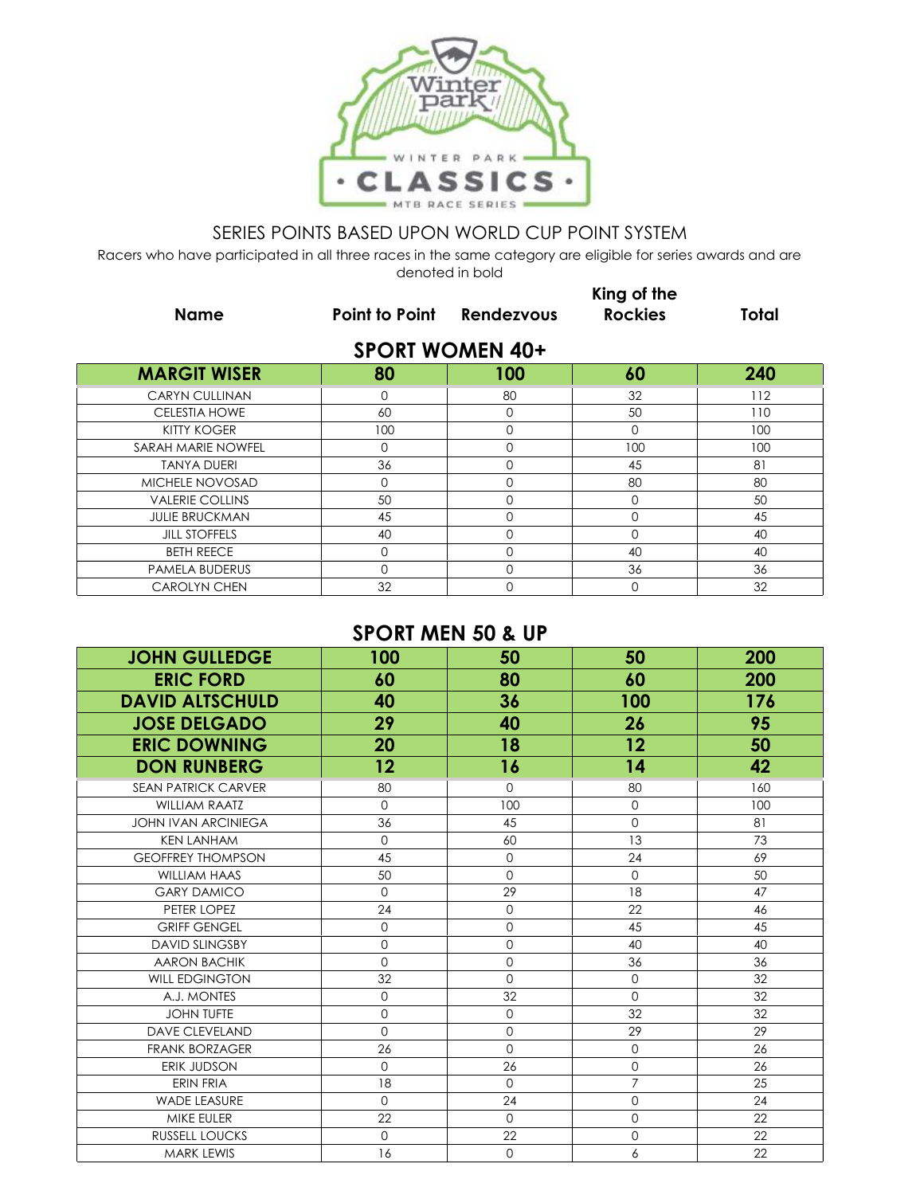SERIES POINTS BASED UPON WORLD CUP POINT SYSTEM

Racers who have participated in all three races in the same category are eligible for series awards and are denoted in bold

## SPORT WOMEN 40+

| Name | Point to Point | Rendezvous | King of the Rockies | Total |
|---|---|---|---|---|
| **MARGIT WISER** | **80** | **100** | **60** | **240** |
| CARYN CULLINAN | 0 | 80 | 32 | 112 |
| CELESTIA HOWE | 60 | 0 | 50 | 110 |
| KITTY KOGER | 100 | 0 | 0 | 100 |
| SARAH MARIE NOWFEL | 0 | 0 | 100 | 100 |
| TANYA DUERI | 36 | 0 | 45 | 81 |
| MICHELE NOVOSAD | 0 | 0 | 80 | 80 |
| VALERIE COLLINS | 50 | 0 | 0 | 50 |
| JULIE BRUCKMAN | 45 | 0 | 0 | 45 |
| JILL STOFFELS | 40 | 0 | 0 | 40 |
| BETH REECE | 0 | 0 | 40 | 40 |
| PAMELA BUDERUS | 0 | 0 | 36 | 36 |
| CAROLYN CHEN | 32 | 0 | 0 | 32 |

## SPORT MEN 50 & UP

| Name | Point to Point | Rendezvous | King of the Rockies | Total |
|---|---|---|---|---|
| **JOHN GULLEDGE** | **100** | **50** | **50** | **200** |
| **ERIC FORD** | **60** | **80** | **60** | **200** |
| **DAVID ALTSCHULD** | **40** | **36** | **100** | **176** |
| **JOSE DELGADO** | **29** | **40** | **26** | **95** |
| **ERIC DOWNING** | **20** | **18** | **12** | **50** |
| **DON RUNBERG** | **12** | **16** | **14** | **42** |
| SEAN PATRICK CARVER | 80 | 0 | 80 | 160 |
| WILLIAM RAATZ | 0 | 100 | 0 | 100 |
| JOHN IVAN ARCINIEGA | 36 | 45 | 0 | 81 |
| KEN LANHAM | 0 | 60 | 13 | 73 |
| GEOFFREY THOMPSON | 45 | 0 | 24 | 69 |
| WILLIAM HAAS | 50 | 0 | 0 | 50 |
| GARY DAMICO | 0 | 29 | 18 | 47 |
| PETER LOPEZ | 24 | 0 | 22 | 46 |
| GRIFF GENGEL | 0 | 0 | 45 | 45 |
| DAVID SLINGSBY | 0 | 0 | 40 | 40 |
| AARON BACHIK | 0 | 0 | 36 | 36 |
| WILL EDGINGTON | 32 | 0 | 0 | 32 |
| A.J. MONTES | 0 | 32 | 0 | 32 |
| JOHN TUFTE | 0 | 0 | 32 | 32 |
| DAVE CLEVELAND | 0 | 0 | 29 | 29 |
| FRANK BORZAGER | 26 | 0 | 0 | 26 |
| ERIK JUDSON | 0 | 26 | 0 | 26 |
| ERIN FRIA | 18 | 0 | 7 | 25 |
| WADE LEASURE | 0 | 24 | 0 | 24 |
| MIKE EULER | 22 | 0 | 0 | 22 |
| RUSSELL LOUCKS | 0 | 22 | 0 | 22 |
| MARK LEWIS | 16 | 0 | 6 | 22 |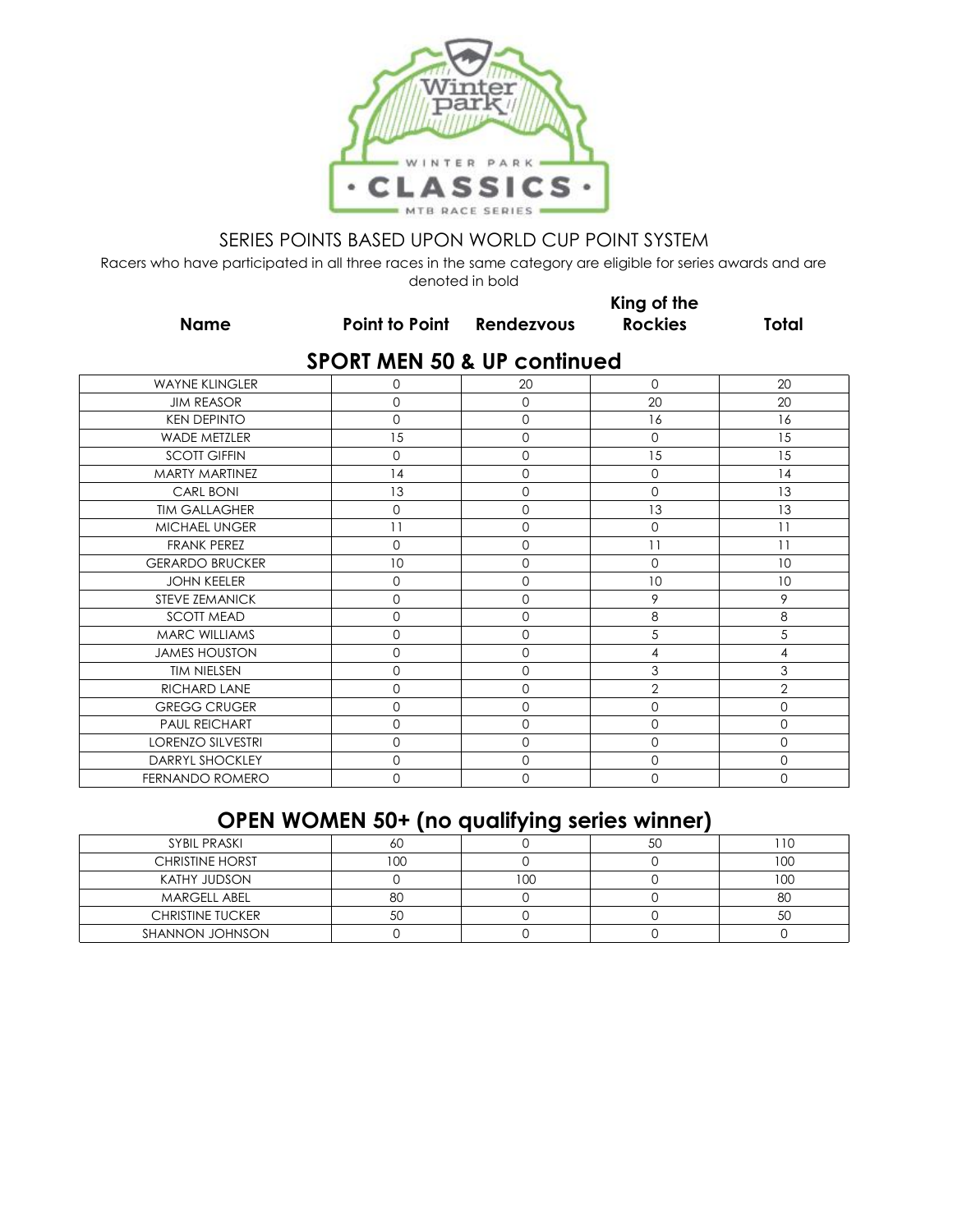SERIES POINTS BASED UPON WORLD CUP POINT SYSTEM

Racers who have participated in all three races in the same category are eligible for series awards and are denoted in bold

## SPORT MEN 50 & UP continued

| Name | Point to Point | Rendezvous | King of the Rockies | Total |
|---|---|---|---|---|
| WAYNE KLINGLER | 0 | 20 | 0 | 20 |
| JIM REASOR | 0 | 0 | 20 | 20 |
| KEN DEPINTO | 0 | 0 | 16 | 16 |
| WADE METZLER | 15 | 0 | 0 | 15 |
| SCOTT GIFFIN | 0 | 0 | 15 | 15 |
| MARTY MARTINEZ | 14 | 0 | 0 | 14 |
| CARL BONI | 13 | 0 | 0 | 13 |
| TIM GALLAGHER | 0 | 0 | 13 | 13 |
| MICHAEL UNGER | 11 | 0 | 0 | 11 |
| FRANK PEREZ | 0 | 0 | 11 | 11 |
| GERARDO BRUCKER | 10 | 0 | 0 | 10 |
| JOHN KEELER | 0 | 0 | 10 | 10 |
| STEVE ZEMANICK | 0 | 0 | 9 | 9 |
| SCOTT MEAD | 0 | 0 | 8 | 8 |
| MARC WILLIAMS | 0 | 0 | 5 | 5 |
| JAMES HOUSTON | 0 | 0 | 4 | 4 |
| TIM NIELSEN | 0 | 0 | 3 | 3 |
| RICHARD LANE | 0 | 0 | 2 | 2 |
| GREGG CRUGER | 0 | 0 | 0 | 0 |
| PAUL REICHART | 0 | 0 | 0 | 0 |
| LORENZO SILVESTRI | 0 | 0 | 0 | 0 |
| DARRYL SHOCKLEY | 0 | 0 | 0 | 0 |
| FERNANDO ROMERO | 0 | 0 | 0 | 0 |

## OPEN WOMEN 50+ (no qualifying series winner)

| Name | Point to Point | Rendezvous | King of the Rockies | Total |
|---|---|---|---|---|
| SYBIL PRASKI | 60 | 0 | 50 | 110 |
| CHRISTINE HORST | 100 | 0 | 0 | 100 |
| KATHY JUDSON | 0 | 100 | 0 | 100 |
| MARGELL ABEL | 80 | 0 | 0 | 80 |
| CHRISTINE TUCKER | 50 | 0 | 0 | 50 |
| SHANNON JOHNSON | 0 | 0 | 0 | 0 |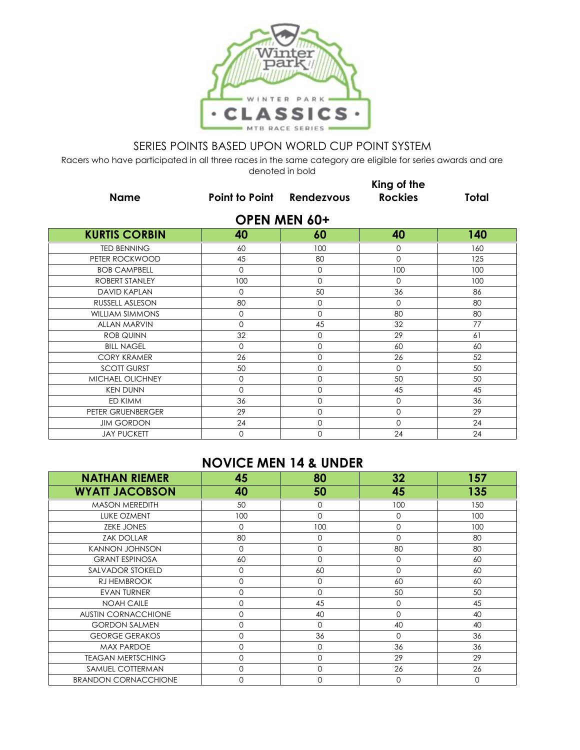SERIES POINTS BASED UPON WORLD CUP POINT SYSTEM

Racers who have participated in all three races in the same category are eligible for series awards and are denoted in bold

## OPEN MEN 60+

| Name | Point to Point | Rendezvous | King of the Rockies | Total |
|---|---|---|---|---|
| **KURTIS CORBIN** | **40** | **60** | **40** | **140** |
| TED BENNING | 60 | 100 | 0 | 160 |
| PETER ROCKWOOD | 45 | 80 | 0 | 125 |
| BOB CAMPBELL | 0 | 0 | 100 | 100 |
| ROBERT STANLEY | 100 | 0 | 0 | 100 |
| DAVID KAPLAN | 0 | 50 | 36 | 86 |
| RUSSELL ASLESON | 80 | 0 | 0 | 80 |
| WILLIAM SIMMONS | 0 | 0 | 80 | 80 |
| ALLAN MARVIN | 0 | 45 | 32 | 77 |
| ROB QUINN | 32 | 0 | 29 | 61 |
| BILL NAGEL | 0 | 0 | 60 | 60 |
| CORY KRAMER | 26 | 0 | 26 | 52 |
| SCOTT GURST | 50 | 0 | 0 | 50 |
| MICHAEL OLICHNEY | 0 | 0 | 50 | 50 |
| KEN DUNN | 0 | 0 | 45 | 45 |
| ED KIMM | 36 | 0 | 0 | 36 |
| PETER GRUENBERGER | 29 | 0 | 0 | 29 |
| JIM GORDON | 24 | 0 | 0 | 24 |
| JAY PUCKETT | 0 | 0 | 24 | 24 |

## NOVICE MEN 14 & UNDER

| Name | Point to Point | Rendezvous | King of the Rockies | Total |
|---|---|---|---|---|
| **NATHAN RIEMER** | **45** | **80** | **32** | **157** |
| **WYATT JACOBSON** | **40** | **50** | **45** | **135** |
| MASON MEREDITH | 50 | 0 | 100 | 150 |
| LUKE OZMENT | 100 | 0 | 0 | 100 |
| ZEKE JONES | 0 | 100 | 0 | 100 |
| ZAK DOLLAR | 80 | 0 | 0 | 80 |
| KANNON JOHNSON | 0 | 0 | 80 | 80 |
| GRANT ESPINOSA | 60 | 0 | 0 | 60 |
| SALVADOR STOKELD | 0 | 60 | 0 | 60 |
| RJ HEMBROOK | 0 | 0 | 60 | 60 |
| EVAN TURNER | 0 | 0 | 50 | 50 |
| NOAH CAILE | 0 | 45 | 0 | 45 |
| AUSTIN CORNACCHIONE | 0 | 40 | 0 | 40 |
| GORDON SALMEN | 0 | 0 | 40 | 40 |
| GEORGE GERAKOS | 0 | 36 | 0 | 36 |
| MAX PARDOE | 0 | 0 | 36 | 36 |
| TEAGAN MERTSCHING | 0 | 0 | 29 | 29 |
| SAMUEL COTTERMAN | 0 | 0 | 26 | 26 |
| BRANDON CORNACCHIONE | 0 | 0 | 0 | 0 |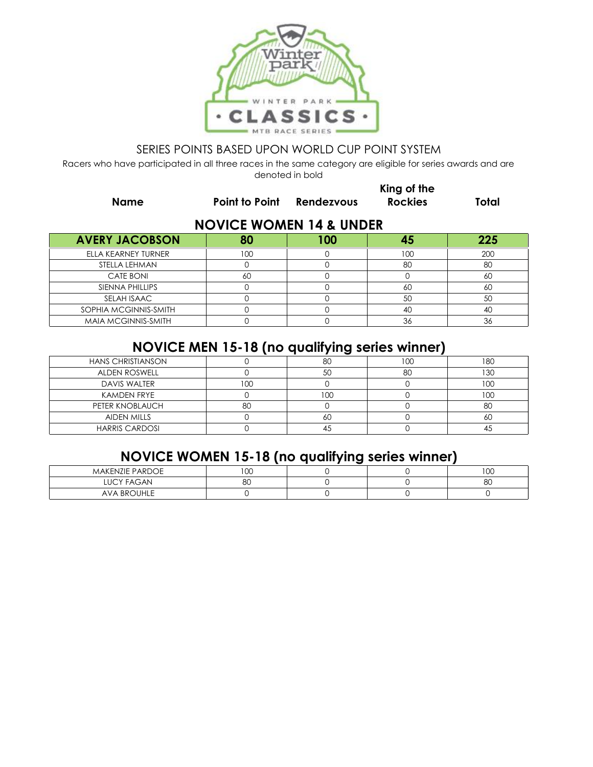SERIES POINTS BASED UPON WORLD CUP POINT SYSTEM

Racers who have participated in all three races in the same category are eligible for series awards and are denoted in bold

## NOVICE WOMEN 14 & UNDER

| Name | Point to Point | Rendezvous | King of the Rockies | Total |
|---|---|---|---|---|
| **AVERY JACOBSON** | **80** | **100** | **45** | **225** |
| ELLA KEARNEY TURNER | 100 | 0 | 100 | 200 |
| STELLA LEHMAN | 0 | 0 | 80 | 80 |
| CATE BONI | 60 | 0 | 0 | 60 |
| SIENNA PHILLIPS | 0 | 0 | 60 | 60 |
| SELAH ISAAC | 0 | 0 | 50 | 50 |
| SOPHIA MCGINNIS-SMITH | 0 | 0 | 40 | 40 |
| MAIA MCGINNIS-SMITH | 0 | 0 | 36 | 36 |

## NOVICE MEN 15-18 (no qualifying series winner)

| Name | Point to Point | Rendezvous | King of the Rockies | Total |
|---|---|---|---|---|
| HANS CHRISTIANSON | 0 | 80 | 100 | 180 |
| ALDEN ROSWELL | 0 | 50 | 80 | 130 |
| DAVIS WALTER | 100 | 0 | 0 | 100 |
| KAMDEN FRYE | 0 | 100 | 0 | 100 |
| PETER KNOBLAUCH | 80 | 0 | 0 | 80 |
| AIDEN MILLS | 0 | 60 | 0 | 60 |
| HARRIS CARDOSI | 0 | 45 | 0 | 45 |

## NOVICE WOMEN 15-18 (no qualifying series winner)

| Name | Point to Point | Rendezvous | King of the Rockies | Total |
|---|---|---|---|---|
| MAKENZIE PARDOE | 100 | 0 | 0 | 100 |
| LUCY FAGAN | 80 | 0 | 0 | 80 |
| AVA BROUHLE | 0 | 0 | 0 | 0 |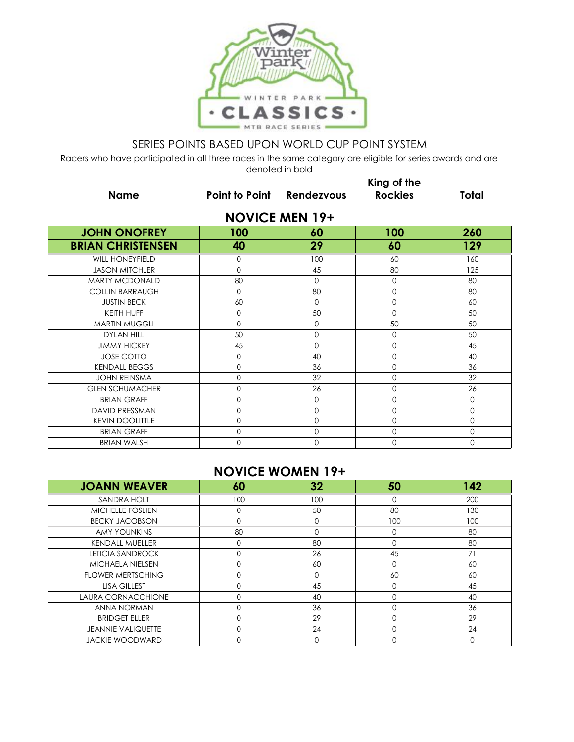SERIES POINTS BASED UPON WORLD CUP POINT SYSTEM

Racers who have participated in all three races in the same category are eligible for series awards and are denoted in bold

## NOVICE MEN 19+

| Name | Point to Point | Rendezvous | King of the Rockies | Total |
|---|---|---|---|---|
| **JOHN ONOFREY** | **100** | **60** | **100** | **260** |
| **BRIAN CHRISTENSEN** | **40** | **29** | **60** | **129** |
| WILL HONEYFIELD | 0 | 100 | 60 | 160 |
| JASON MITCHLER | 0 | 45 | 80 | 125 |
| MARTY MCDONALD | 80 | 0 | 0 | 80 |
| COLLIN BARRAUGH | 0 | 80 | 0 | 80 |
| JUSTIN BECK | 60 | 0 | 0 | 60 |
| KEITH HUFF | 0 | 50 | 0 | 50 |
| MARTIN MUGGLI | 0 | 0 | 50 | 50 |
| DYLAN HILL | 50 | 0 | 0 | 50 |
| JIMMY HICKEY | 45 | 0 | 0 | 45 |
| JOSE COTTO | 0 | 40 | 0 | 40 |
| KENDALL BEGGS | 0 | 36 | 0 | 36 |
| JOHN REINSMA | 0 | 32 | 0 | 32 |
| GLEN SCHUMACHER | 0 | 26 | 0 | 26 |
| BRIAN GRAFF | 0 | 0 | 0 | 0 |
| DAVID PRESSMAN | 0 | 0 | 0 | 0 |
| KEVIN DOOLITTLE | 0 | 0 | 0 | 0 |
| BRIAN GRAFF | 0 | 0 | 0 | 0 |
| BRIAN WALSH | 0 | 0 | 0 | 0 |

## NOVICE WOMEN 19+

| Name | Point to Point | Rendezvous | King of the Rockies | Total |
|---|---|---|---|---|
| **JOANN WEAVER** | **60** | **32** | **50** | **142** |
| SANDRA HOLT | 100 | 100 | 0 | 200 |
| MICHELLE FOSLIEN | 0 | 50 | 80 | 130 |
| BECKY JACOBSON | 0 | 0 | 100 | 100 |
| AMY YOUNKINS | 80 | 0 | 0 | 80 |
| KENDALL MUELLER | 0 | 80 | 0 | 80 |
| LETICIA SANDROCK | 0 | 26 | 45 | 71 |
| MICHAELA NIELSEN | 0 | 60 | 0 | 60 |
| FLOWER MERTSCHING | 0 | 0 | 60 | 60 |
| LISA GILLEST | 0 | 45 | 0 | 45 |
| LAURA CORNACCHIONE | 0 | 40 | 0 | 40 |
| ANNA NORMAN | 0 | 36 | 0 | 36 |
| BRIDGET ELLER | 0 | 29 | 0 | 29 |
| JEANNIE VALIQUETTE | 0 | 24 | 0 | 24 |
| JACKIE WOODWARD | 0 | 0 | 0 | 0 |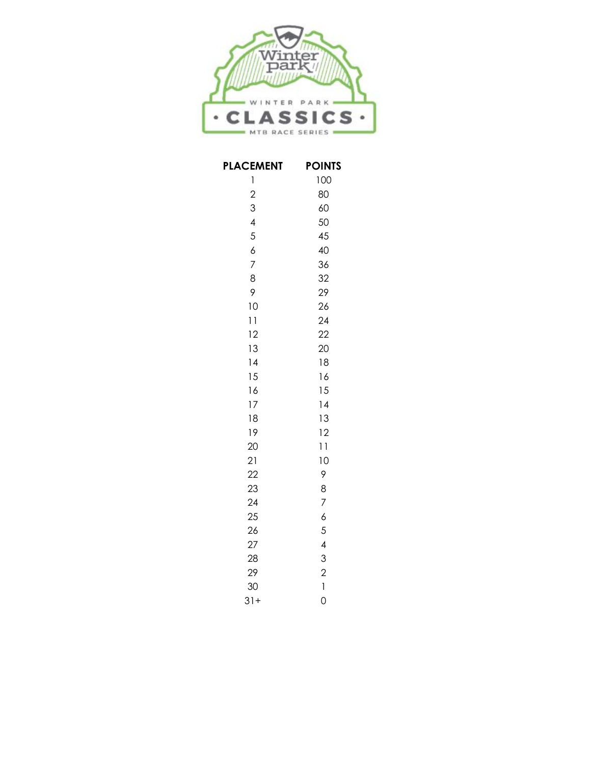| PLACEMENT | POINTS |
| --- | --- |
| 1 | 100 |
| 2 | 80 |
| 3 | 60 |
| 4 | 50 |
| 5 | 45 |
| 6 | 40 |
| 7 | 36 |
| 8 | 32 |
| 9 | 29 |
| 10 | 26 |
| 11 | 24 |
| 12 | 22 |
| 13 | 20 |
| 14 | 18 |
| 15 | 16 |
| 16 | 15 |
| 17 | 14 |
| 18 | 13 |
| 19 | 12 |
| 20 | 11 |
| 21 | 10 |
| 22 | 9 |
| 23 | 8 |
| 24 | 7 |
| 25 | 6 |
| 26 | 5 |
| 27 | 4 |
| 28 | 3 |
| 29 | 2 |
| 30 | 1 |
| 31+ | 0 |